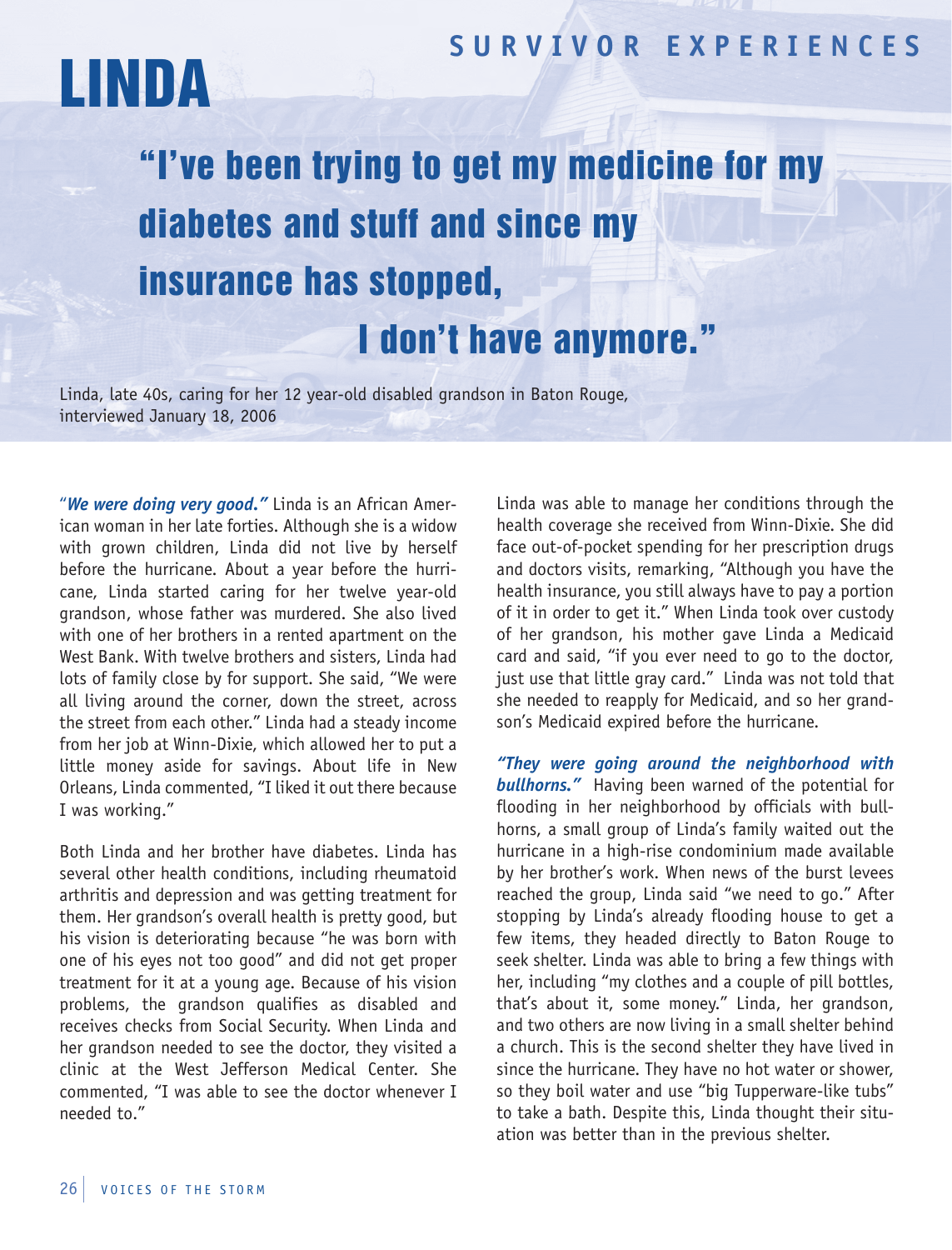SURVIVOR EXPERIENCES

# LINDA

## "I've been trying to get my medicine for my diabetes and stuff and since my insurance has stopped, I don't have anymore."

Linda, late 40s, caring for her 12 year-old disabled grandson in Baton Rouge, interviewed January 18, 2006

"***We were doing very good.***" Linda is an African American woman in her late forties. Although she is a widow with grown children, Linda did not live by herself before the hurricane. About a year before the hurricane, Linda started caring for her twelve year-old grandson, whose father was murdered. She also lived with one of her brothers in a rented apartment on the West Bank. With twelve brothers and sisters, Linda had lots of family close by for support. She said, "We were all living around the corner, down the street, across the street from each other." Linda had a steady income from her job at Winn-Dixie, which allowed her to put a little money aside for savings. About life in New Orleans, Linda commented, "I liked it out there because I was working."

Both Linda and her brother have diabetes. Linda has several other health conditions, including rheumatoid arthritis and depression and was getting treatment for them. Her grandson's overall health is pretty good, but his vision is deteriorating because "he was born with one of his eyes not too good" and did not get proper treatment for it at a young age. Because of his vision problems, the grandson qualifies as disabled and receives checks from Social Security. When Linda and her grandson needed to see the doctor, they visited a clinic at the West Jefferson Medical Center. She commented, "I was able to see the doctor whenever I needed to."

Linda was able to manage her conditions through the health coverage she received from Winn-Dixie. She did face out-of-pocket spending for her prescription drugs and doctors visits, remarking, "Although you have the health insurance, you still always have to pay a portion of it in order to get it." When Linda took over custody of her grandson, his mother gave Linda a Medicaid card and said, "if you ever need to go to the doctor, just use that little gray card." Linda was not told that she needed to reapply for Medicaid, and so her grandson's Medicaid expired before the hurricane.

***"They were going around the neighborhood with bullhorns."*** Having been warned of the potential for flooding in her neighborhood by officials with bullhorns, a small group of Linda's family waited out the hurricane in a high-rise condominium made available by her brother's work. When news of the burst levees reached the group, Linda said "we need to go." After stopping by Linda's already flooding house to get a few items, they headed directly to Baton Rouge to seek shelter. Linda was able to bring a few things with her, including "my clothes and a couple of pill bottles, that's about it, some money." Linda, her grandson, and two others are now living in a small shelter behind a church. This is the second shelter they have lived in since the hurricane. They have no hot water or shower, so they boil water and use "big Tupperware-like tubs" to take a bath. Despite this, Linda thought their situation was better than in the previous shelter.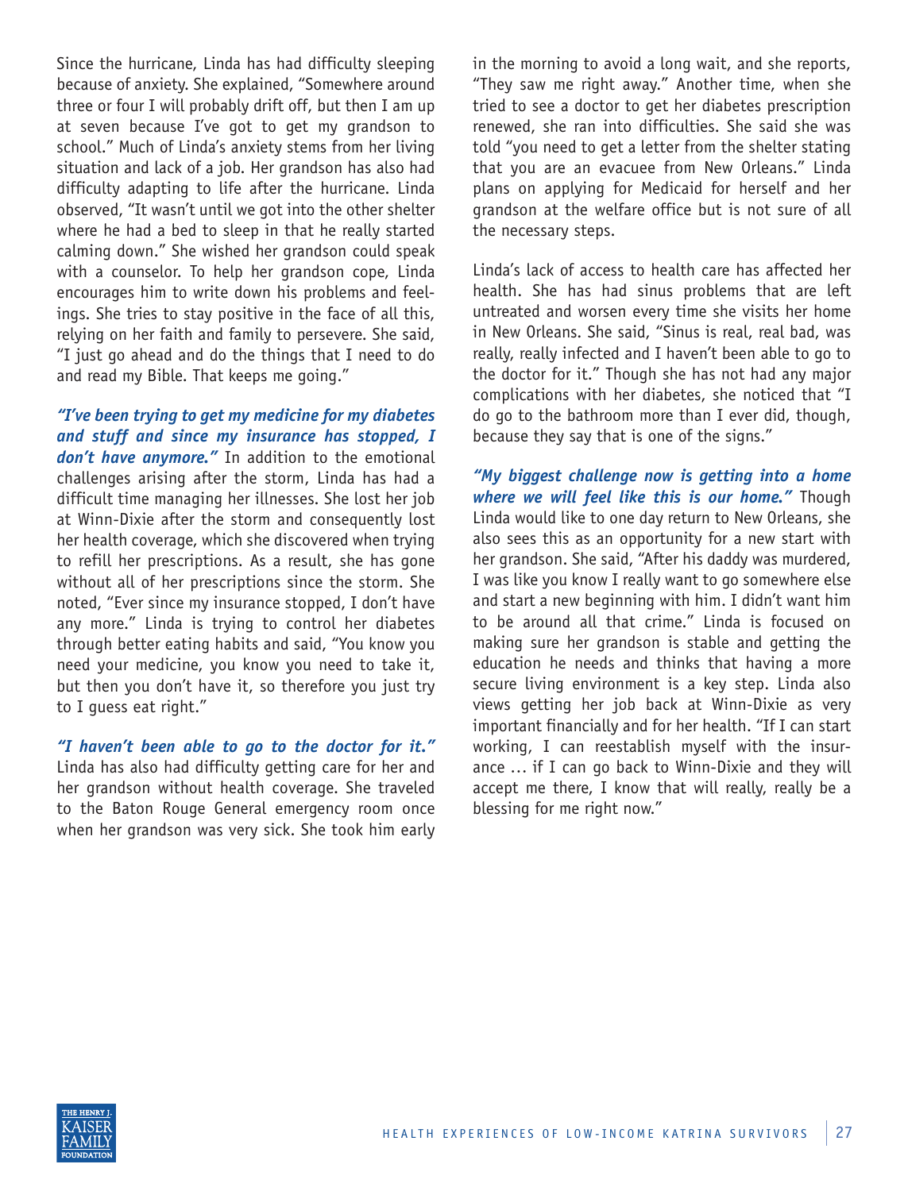Since the hurricane, Linda has had difficulty sleeping because of anxiety. She explained, "Somewhere around three or four I will probably drift off, but then I am up at seven because I've got to get my grandson to school." Much of Linda's anxiety stems from her living situation and lack of a job. Her grandson has also had difficulty adapting to life after the hurricane. Linda observed, "It wasn't until we got into the other shelter where he had a bed to sleep in that he really started calming down." She wished her grandson could speak with a counselor. To help her grandson cope, Linda encourages him to write down his problems and feelings. She tries to stay positive in the face of all this, relying on her faith and family to persevere. She said, "I just go ahead and do the things that I need to do and read my Bible. That keeps me going."

***"I've been trying to get my medicine for my diabetes and stuff and since my insurance has stopped, I don't have anymore."*** In addition to the emotional challenges arising after the storm, Linda has had a difficult time managing her illnesses. She lost her job at Winn-Dixie after the storm and consequently lost her health coverage, which she discovered when trying to refill her prescriptions. As a result, she has gone without all of her prescriptions since the storm. She noted, "Ever since my insurance stopped, I don't have any more." Linda is trying to control her diabetes through better eating habits and said, "You know you need your medicine, you know you need to take it, but then you don't have it, so therefore you just try to I guess eat right."

***"I haven't been able to go to the doctor for it."*** Linda has also had difficulty getting care for her and her grandson without health coverage. She traveled to the Baton Rouge General emergency room once when her grandson was very sick. She took him early in the morning to avoid a long wait, and she reports, "They saw me right away." Another time, when she tried to see a doctor to get her diabetes prescription renewed, she ran into difficulties. She said she was told "you need to get a letter from the shelter stating that you are an evacuee from New Orleans." Linda plans on applying for Medicaid for herself and her grandson at the welfare office but is not sure of all the necessary steps.

Linda's lack of access to health care has affected her health. She has had sinus problems that are left untreated and worsen every time she visits her home in New Orleans. She said, "Sinus is real, real bad, was really, really infected and I haven't been able to go to the doctor for it." Though she has not had any major complications with her diabetes, she noticed that "I do go to the bathroom more than I ever did, though, because they say that is one of the signs."

***"My biggest challenge now is getting into a home where we will feel like this is our home."*** Though Linda would like to one day return to New Orleans, she also sees this as an opportunity for a new start with her grandson. She said, "After his daddy was murdered, I was like you know I really want to go somewhere else and start a new beginning with him. I didn't want him to be around all that crime." Linda is focused on making sure her grandson is stable and getting the education he needs and thinks that having a more secure living environment is a key step. Linda also views getting her job back at Winn-Dixie as very important financially and for her health. "If I can start working, I can reestablish myself with the insurance … if I can go back to Winn-Dixie and they will accept me there, I know that will really, really be a blessing for me right now."